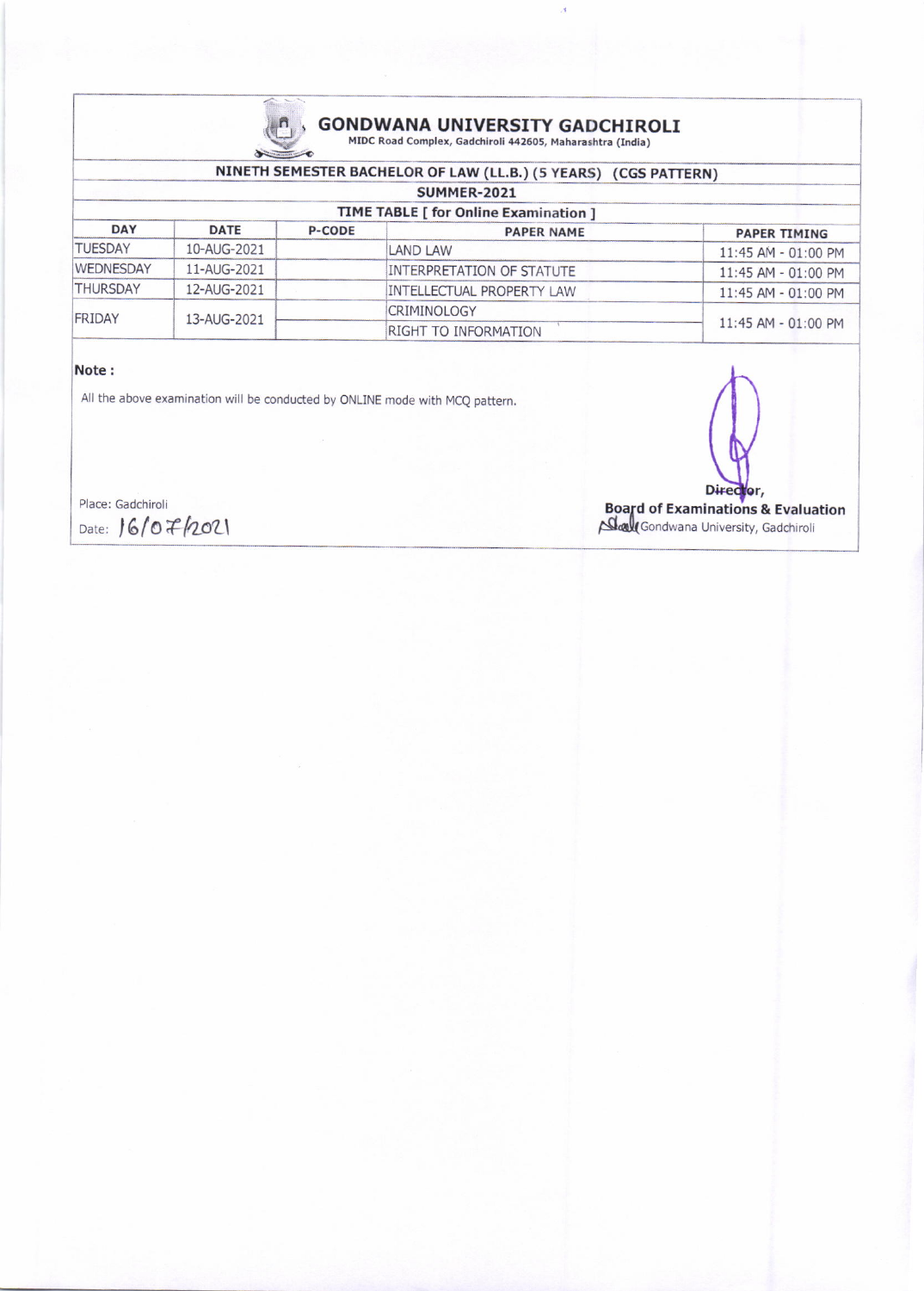# GONDWANA UNIVERSITY GADCHIROLI

MIDC Road Complex, Gadchiroli 442605, Maharashtra (India)

## NINETH SEMESTER BACHELOR OF LAW (LL.B.) (5 YEARS) (CGS PATTERN)

### SUMMER-2021

### TIME TABLE [ for Online Examination ]

| DAY | DATE | P-CODE | PAPER NAME | PAPER TIMING |
|---|---|---|---|---|
| TUESDAY | 10-AUG-2021 | | LAND LAW | 11:45 AM - 01:00 PM |
| WEDNESDAY | 11-AUG-2021 | | INTERPRETATION OF STATUTE | 11:45 AM - 01:00 PM |
| THURSDAY | 12-AUG-2021 | | INTELLECTUAL PROPERTY LAW | 11:45 AM - 01:00 PM |
| FRIDAY | 13-AUG-2021 | | CRIMINOLOGY | 11:45 AM - 01:00 PM |
| | | | RIGHT TO INFORMATION | |

**Note :**

All the above examination will be conducted by ONLINE mode with MCQ pattern.

Place: Gadchiroli

Date: 16/07/2021

**Director,**
**Board of Examinations & Evaluation**
Gondwana University, Gadchiroli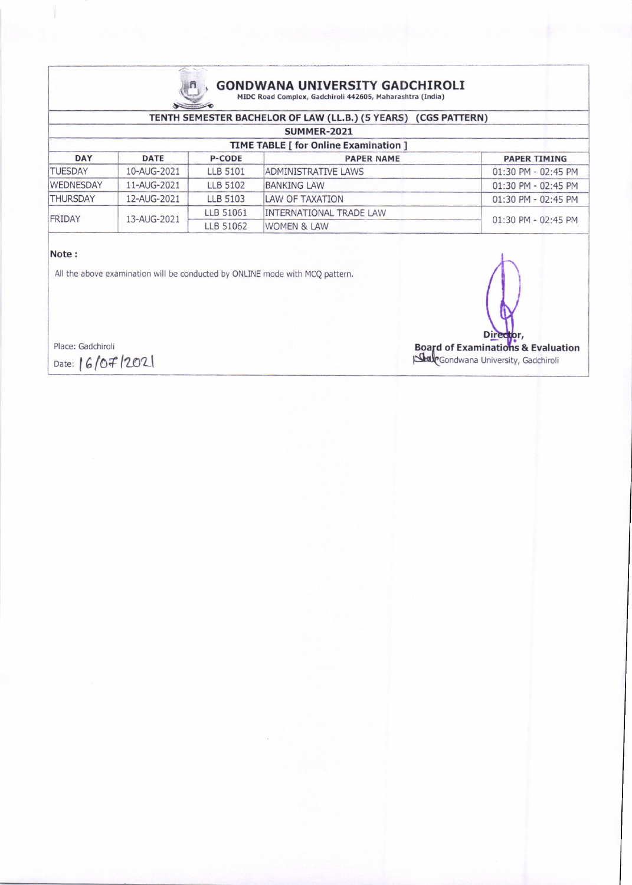# GONDWANA UNIVERSITY GADCHIROLI

MIDC Road Complex, Gadchiroli 442605, Maharashtra (India)

## TENTH SEMESTER BACHELOR OF LAW (LL.B.) (5 YEARS) (CGS PATTERN)

### SUMMER-2021

### TIME TABLE [ for Online Examination ]

| DAY | DATE | P-CODE | PAPER NAME | PAPER TIMING |
|---|---|---|---|---|
| TUESDAY | 10-AUG-2021 | LLB 5101 | ADMINISTRATIVE LAWS | 01:30 PM - 02:45 PM |
| WEDNESDAY | 11-AUG-2021 | LLB 5102 | BANKING LAW | 01:30 PM - 02:45 PM |
| THURSDAY | 12-AUG-2021 | LLB 5103 | LAW OF TAXATION | 01:30 PM - 02:45 PM |
| FRIDAY | 13-AUG-2021 | LLB 51061 | INTERNATIONAL TRADE LAW | 01:30 PM - 02:45 PM |
| | | LLB 51062 | WOMEN & LAW | |

**Note :**

All the above examination will be conducted by ONLINE mode with MCQ pattern.

Place: Gadchiroli

Date: 16/07/2021

Director,
**Board of Examinations & Evaluation**
Gondwana University, Gadchiroli